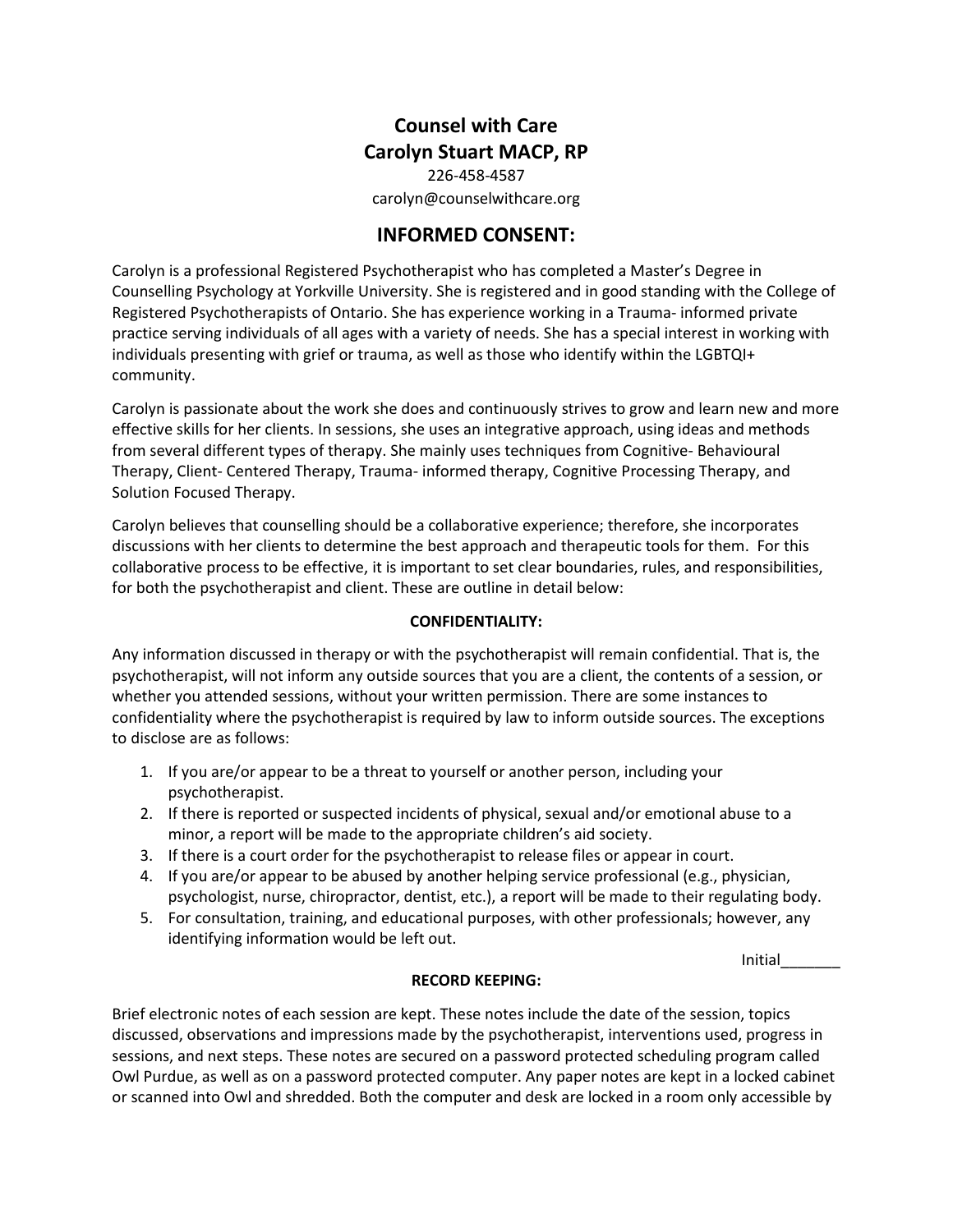# Counsel with Care
## Carolyn Stuart MACP, RP

226-458-4587
carolyn@counselwithcare.org

## INFORMED CONSENT:

Carolyn is a professional Registered Psychotherapist who has completed a Master's Degree in Counselling Psychology at Yorkville University. She is registered and in good standing with the College of Registered Psychotherapists of Ontario. She has experience working in a Trauma- informed private practice serving individuals of all ages with a variety of needs. She has a special interest in working with individuals presenting with grief or trauma, as well as those who identify within the LGBTQI+ community.

Carolyn is passionate about the work she does and continuously strives to grow and learn new and more effective skills for her clients. In sessions, she uses an integrative approach, using ideas and methods from several different types of therapy. She mainly uses techniques from Cognitive- Behavioural Therapy, Client- Centered Therapy, Trauma- informed therapy, Cognitive Processing Therapy, and Solution Focused Therapy.

Carolyn believes that counselling should be a collaborative experience; therefore, she incorporates discussions with her clients to determine the best approach and therapeutic tools for them. For this collaborative process to be effective, it is important to set clear boundaries, rules, and responsibilities, for both the psychotherapist and client. These are outline in detail below:

### CONFIDENTIALITY:

Any information discussed in therapy or with the psychotherapist will remain confidential. That is, the psychotherapist, will not inform any outside sources that you are a client, the contents of a session, or whether you attended sessions, without your written permission. There are some instances to confidentiality where the psychotherapist is required by law to inform outside sources. The exceptions to disclose are as follows:

1. If you are/or appear to be a threat to yourself or another person, including your psychotherapist.
2. If there is reported or suspected incidents of physical, sexual and/or emotional abuse to a minor, a report will be made to the appropriate children's aid society.
3. If there is a court order for the psychotherapist to release files or appear in court.
4. If you are/or appear to be abused by another helping service professional (e.g., physician, psychologist, nurse, chiropractor, dentist, etc.), a report will be made to their regulating body.
5. For consultation, training, and educational purposes, with other professionals; however, any identifying information would be left out.

Initial_______

### RECORD KEEPING:

Brief electronic notes of each session are kept. These notes include the date of the session, topics discussed, observations and impressions made by the psychotherapist, interventions used, progress in sessions, and next steps. These notes are secured on a password protected scheduling program called Owl Purdue, as well as on a password protected computer. Any paper notes are kept in a locked cabinet or scanned into Owl and shredded. Both the computer and desk are locked in a room only accessible by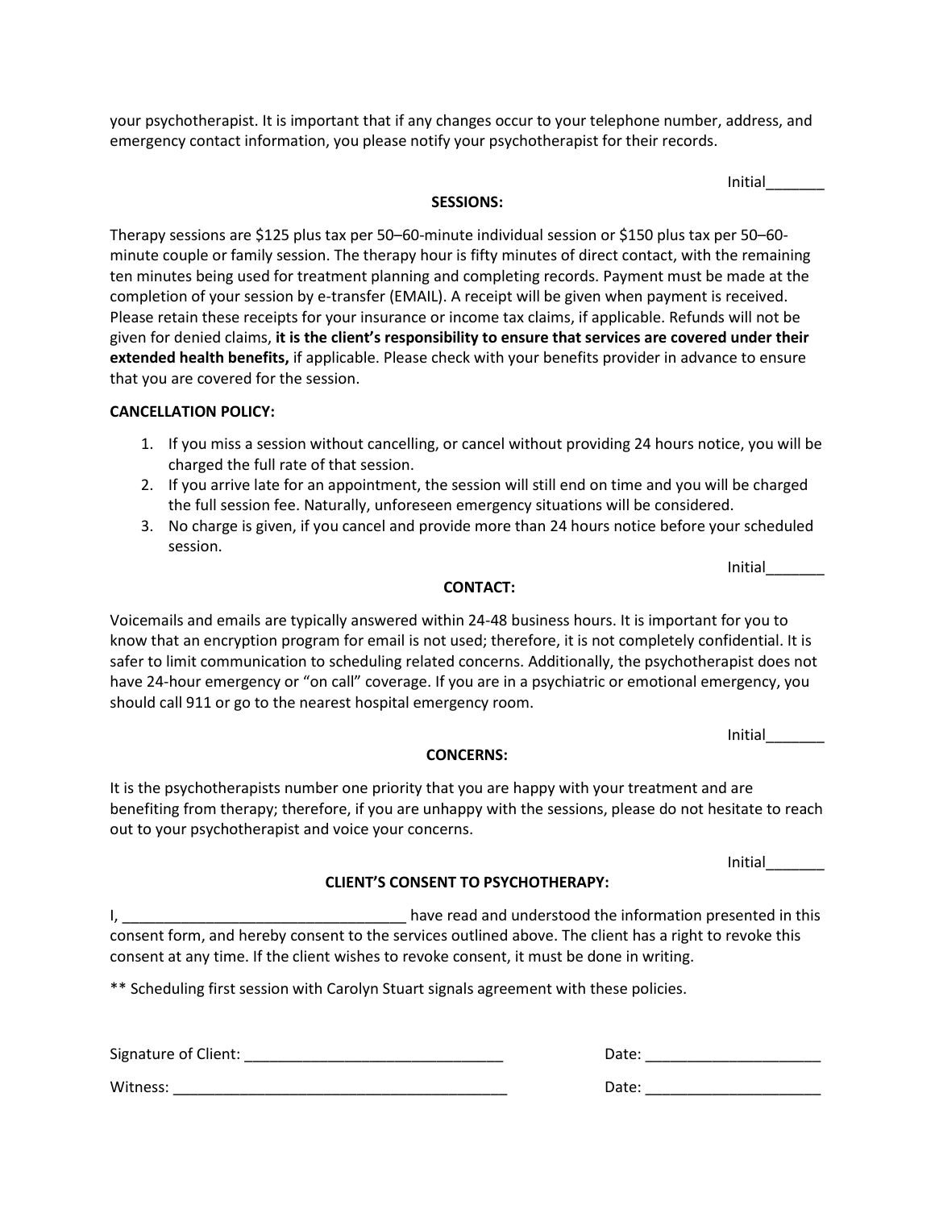your psychotherapist. It is important that if any changes occur to your telephone number, address, and emergency contact information, you please notify your psychotherapist for their records.

Initial_______

**SESSIONS:**

Therapy sessions are $125 plus tax per 50–60-minute individual session or $150 plus tax per 50–60-minute couple or family session. The therapy hour is fifty minutes of direct contact, with the remaining ten minutes being used for treatment planning and completing records. Payment must be made at the completion of your session by e-transfer (EMAIL). A receipt will be given when payment is received. Please retain these receipts for your insurance or income tax claims, if applicable. Refunds will not be given for denied claims, **it is the client's responsibility to ensure that services are covered under their extended health benefits,** if applicable. Please check with your benefits provider in advance to ensure that you are covered for the session.

**CANCELLATION POLICY:**

1. If you miss a session without cancelling, or cancel without providing 24 hours notice, you will be charged the full rate of that session.
2. If you arrive late for an appointment, the session will still end on time and you will be charged the full session fee. Naturally, unforeseen emergency situations will be considered.
3. No charge is given, if you cancel and provide more than 24 hours notice before your scheduled session.

Initial_______

**CONTACT:**

Voicemails and emails are typically answered within 24-48 business hours. It is important for you to know that an encryption program for email is not used; therefore, it is not completely confidential. It is safer to limit communication to scheduling related concerns. Additionally, the psychotherapist does not have 24-hour emergency or "on call" coverage. If you are in a psychiatric or emotional emergency, you should call 911 or go to the nearest hospital emergency room.

Initial_______

**CONCERNS:**

It is the psychotherapists number one priority that you are happy with your treatment and are benefiting from therapy; therefore, if you are unhappy with the sessions, please do not hesitate to reach out to your psychotherapist and voice your concerns.

Initial_______

**CLIENT'S CONSENT TO PSYCHOTHERAPY:**

I, _________________________________ have read and understood the information presented in this consent form, and hereby consent to the services outlined above. The client has a right to revoke this consent at any time. If the client wishes to revoke consent, it must be done in writing.

** Scheduling first session with Carolyn Stuart signals agreement with these policies.

Signature of Client: _______________________________ Date: _____________________

Witness: ________________________________________ Date: _____________________